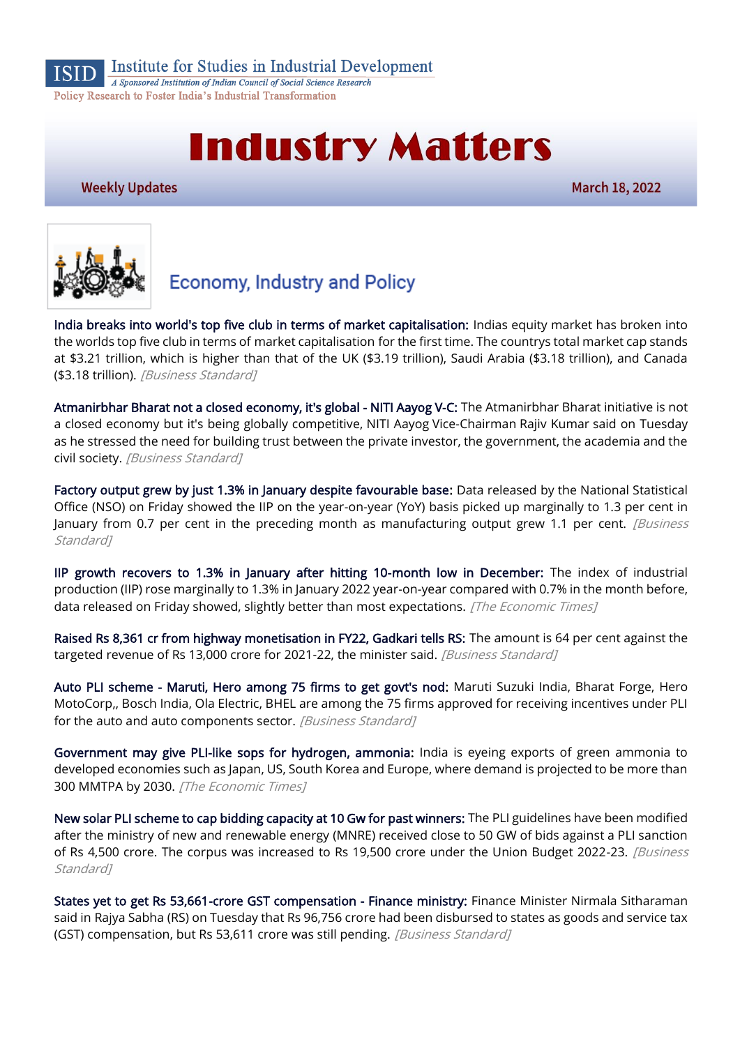ISID Institute for Studies in Industrial Development
*A Sponsored Institution of Indian Council of Social Science Research*
Policy Research to Foster India's Industrial Transformation

# Industry Matters

**Weekly Updates** **March 18, 2022**

## Economy, Industry and Policy

**India breaks into world's top five club in terms of market capitalisation:** Indias equity market has broken into the worlds top five club in terms of market capitalisation for the first time. The countrys total market cap stands at $3.21 trillion, which is higher than that of the UK ($3.19 trillion), Saudi Arabia ($3.18 trillion), and Canada ($3.18 trillion). *[Business Standard]*

**Atmanirbhar Bharat not a closed economy, it's global - NITI Aayog V-C:** The Atmanirbhar Bharat initiative is not a closed economy but it's being globally competitive, NITI Aayog Vice-Chairman Rajiv Kumar said on Tuesday as he stressed the need for building trust between the private investor, the government, the academia and the civil society. *[Business Standard]*

**Factory output grew by just 1.3% in January despite favourable base:** Data released by the National Statistical Office (NSO) on Friday showed the IIP on the year-on-year (YoY) basis picked up marginally to 1.3 per cent in January from 0.7 per cent in the preceding month as manufacturing output grew 1.1 per cent. *[Business Standard]*

**IIP growth recovers to 1.3% in January after hitting 10-month low in December:** The index of industrial production (IIP) rose marginally to 1.3% in January 2022 year-on-year compared with 0.7% in the month before, data released on Friday showed, slightly better than most expectations. *[The Economic Times]*

**Raised Rs 8,361 cr from highway monetisation in FY22, Gadkari tells RS:** The amount is 64 per cent against the targeted revenue of Rs 13,000 crore for 2021-22, the minister said. *[Business Standard]*

**Auto PLI scheme - Maruti, Hero among 75 firms to get govt's nod:** Maruti Suzuki India, Bharat Forge, Hero MotoCorp,, Bosch India, Ola Electric, BHEL are among the 75 firms approved for receiving incentives under PLI for the auto and auto components sector. *[Business Standard]*

**Government may give PLI-like sops for hydrogen, ammonia:** India is eyeing exports of green ammonia to developed economies such as Japan, US, South Korea and Europe, where demand is projected to be more than 300 MMTPA by 2030. *[The Economic Times]*

**New solar PLI scheme to cap bidding capacity at 10 Gw for past winners:** The PLI guidelines have been modified after the ministry of new and renewable energy (MNRE) received close to 50 GW of bids against a PLI sanction of Rs 4,500 crore. The corpus was increased to Rs 19,500 crore under the Union Budget 2022-23. *[Business Standard]*

**States yet to get Rs 53,661-crore GST compensation - Finance ministry:** Finance Minister Nirmala Sitharaman said in Rajya Sabha (RS) on Tuesday that Rs 96,756 crore had been disbursed to states as goods and service tax (GST) compensation, but Rs 53,611 crore was still pending. *[Business Standard]*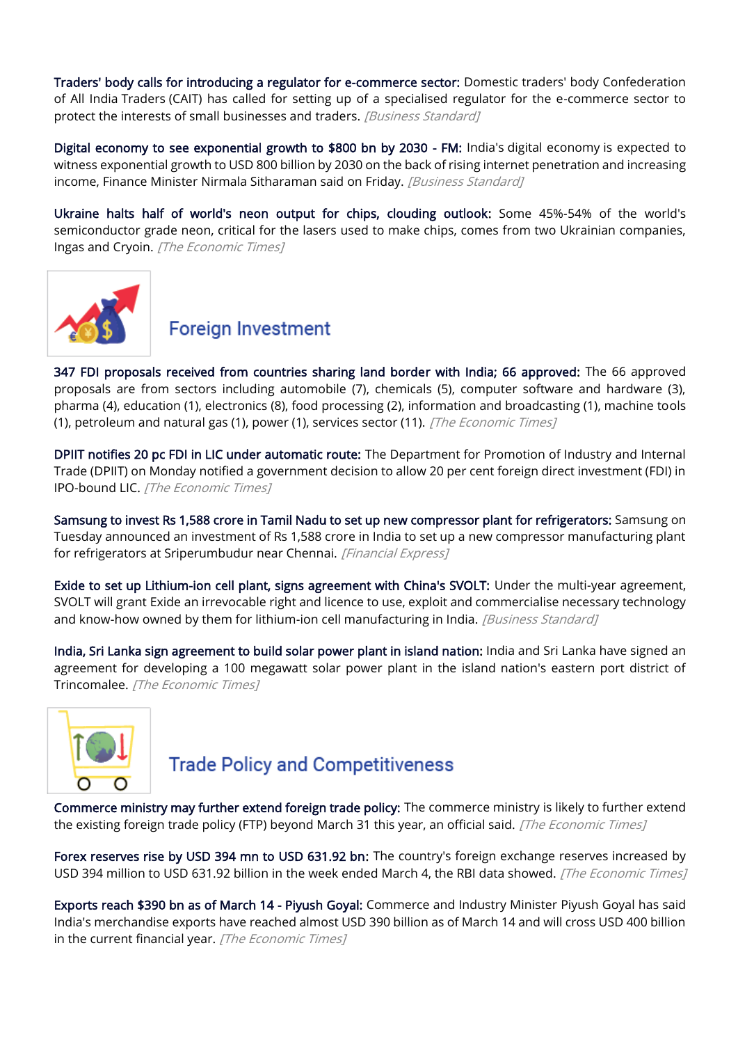**Traders' body calls for introducing a regulator for e-commerce sector:** Domestic traders' body Confederation of All India Traders (CAIT) has called for setting up of a specialised regulator for the e-commerce sector to protect the interests of small businesses and traders. *[Business Standard]*

**Digital economy to see exponential growth to $800 bn by 2030 - FM:** India's digital economy is expected to witness exponential growth to USD 800 billion by 2030 on the back of rising internet penetration and increasing income, Finance Minister Nirmala Sitharaman said on Friday. *[Business Standard]*

**Ukraine halts half of world's neon output for chips, clouding outlook:** Some 45%-54% of the world's semiconductor grade neon, critical for the lasers used to make chips, comes from two Ukrainian companies, Ingas and Cryoin. *[The Economic Times]*

## Foreign Investment

**347 FDI proposals received from countries sharing land border with India; 66 approved:** The 66 approved proposals are from sectors including automobile (7), chemicals (5), computer software and hardware (3), pharma (4), education (1), electronics (8), food processing (2), information and broadcasting (1), machine tools (1), petroleum and natural gas (1), power (1), services sector (11). *[The Economic Times]*

**DPIIT notifies 20 pc FDI in LIC under automatic route:** The Department for Promotion of Industry and Internal Trade (DPIIT) on Monday notified a government decision to allow 20 per cent foreign direct investment (FDI) in IPO-bound LIC. *[The Economic Times]*

**Samsung to invest Rs 1,588 crore in Tamil Nadu to set up new compressor plant for refrigerators:** Samsung on Tuesday announced an investment of Rs 1,588 crore in India to set up a new compressor manufacturing plant for refrigerators at Sriperumbudur near Chennai. *[Financial Express]*

**Exide to set up Lithium-ion cell plant, signs agreement with China's SVOLT:** Under the multi-year agreement, SVOLT will grant Exide an irrevocable right and licence to use, exploit and commercialise necessary technology and know-how owned by them for lithium-ion cell manufacturing in India. *[Business Standard]*

**India, Sri Lanka sign agreement to build solar power plant in island nation:** India and Sri Lanka have signed an agreement for developing a 100 megawatt solar power plant in the island nation's eastern port district of Trincomalee. *[The Economic Times]*

## Trade Policy and Competitiveness

**Commerce ministry may further extend foreign trade policy:** The commerce ministry is likely to further extend the existing foreign trade policy (FTP) beyond March 31 this year, an official said. *[The Economic Times]*

**Forex reserves rise by USD 394 mn to USD 631.92 bn:** The country's foreign exchange reserves increased by USD 394 million to USD 631.92 billion in the week ended March 4, the RBI data showed. *[The Economic Times]*

**Exports reach $390 bn as of March 14 - Piyush Goyal:** Commerce and Industry Minister Piyush Goyal has said India's merchandise exports have reached almost USD 390 billion as of March 14 and will cross USD 400 billion in the current financial year. *[The Economic Times]*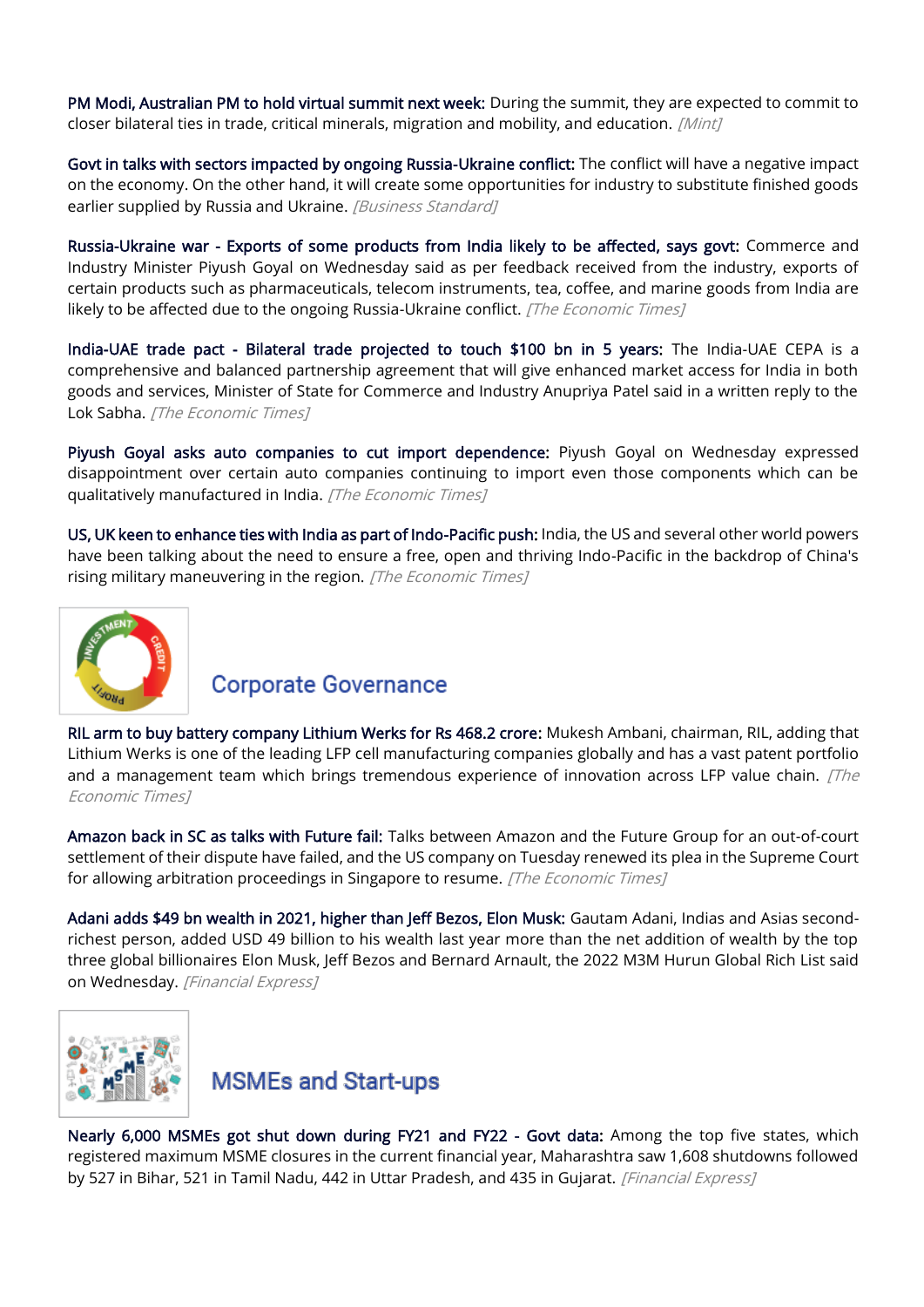**PM Modi, Australian PM to hold virtual summit next week:** During the summit, they are expected to commit to closer bilateral ties in trade, critical minerals, migration and mobility, and education. *[Mint]*

**Govt in talks with sectors impacted by ongoing Russia-Ukraine conflict:** The conflict will have a negative impact on the economy. On the other hand, it will create some opportunities for industry to substitute finished goods earlier supplied by Russia and Ukraine. *[Business Standard]*

**Russia-Ukraine war - Exports of some products from India likely to be affected, says govt:** Commerce and Industry Minister Piyush Goyal on Wednesday said as per feedback received from the industry, exports of certain products such as pharmaceuticals, telecom instruments, tea, coffee, and marine goods from India are likely to be affected due to the ongoing Russia-Ukraine conflict. *[The Economic Times]*

**India-UAE trade pact - Bilateral trade projected to touch $100 bn in 5 years:** The India-UAE CEPA is a comprehensive and balanced partnership agreement that will give enhanced market access for India in both goods and services, Minister of State for Commerce and Industry Anupriya Patel said in a written reply to the Lok Sabha. *[The Economic Times]*

**Piyush Goyal asks auto companies to cut import dependence:** Piyush Goyal on Wednesday expressed disappointment over certain auto companies continuing to import even those components which can be qualitatively manufactured in India. *[The Economic Times]*

**US, UK keen to enhance ties with India as part of Indo-Pacific push:** India, the US and several other world powers have been talking about the need to ensure a free, open and thriving Indo-Pacific in the backdrop of China's rising military maneuvering in the region. *[The Economic Times]*

## Corporate Governance

**RIL arm to buy battery company Lithium Werks for Rs 468.2 crore:** Mukesh Ambani, chairman, RIL, adding that Lithium Werks is one of the leading LFP cell manufacturing companies globally and has a vast patent portfolio and a management team which brings tremendous experience of innovation across LFP value chain. *[The Economic Times]*

**Amazon back in SC as talks with Future fail:** Talks between Amazon and the Future Group for an out-of-court settlement of their dispute have failed, and the US company on Tuesday renewed its plea in the Supreme Court for allowing arbitration proceedings in Singapore to resume. *[The Economic Times]*

**Adani adds $49 bn wealth in 2021, higher than Jeff Bezos, Elon Musk:** Gautam Adani, Indias and Asias second-richest person, added USD 49 billion to his wealth last year more than the net addition of wealth by the top three global billionaires Elon Musk, Jeff Bezos and Bernard Arnault, the 2022 M3M Hurun Global Rich List said on Wednesday. *[Financial Express]*

## MSMEs and Start-ups

**Nearly 6,000 MSMEs got shut down during FY21 and FY22 - Govt data:** Among the top five states, which registered maximum MSME closures in the current financial year, Maharashtra saw 1,608 shutdowns followed by 527 in Bihar, 521 in Tamil Nadu, 442 in Uttar Pradesh, and 435 in Gujarat. *[Financial Express]*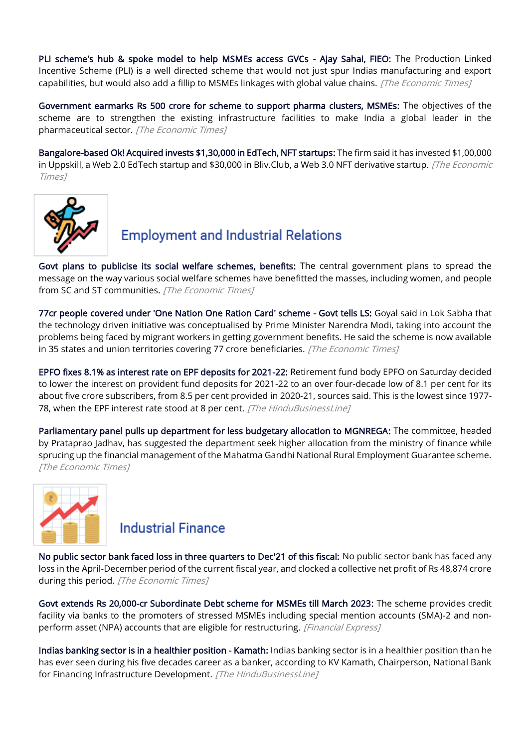**PLI scheme's hub & spoke model to help MSMEs access GVCs - Ajay Sahai, FIEO:** The Production Linked Incentive Scheme (PLI) is a well directed scheme that would not just spur Indias manufacturing and export capabilities, but would also add a fillip to MSMEs linkages with global value chains. *[The Economic Times]*

**Government earmarks Rs 500 crore for scheme to support pharma clusters, MSMEs:** The objectives of the scheme are to strengthen the existing infrastructure facilities to make India a global leader in the pharmaceutical sector. *[The Economic Times]*

**Bangalore-based Ok! Acquired invests $1,30,000 in EdTech, NFT startups:** The firm said it has invested $1,00,000 in Uppskill, a Web 2.0 EdTech startup and $30,000 in Bliv.Club, a Web 3.0 NFT derivative startup. *[The Economic Times]*

## Employment and Industrial Relations

**Govt plans to publicise its social welfare schemes, benefits:** The central government plans to spread the message on the way various social welfare schemes have benefitted the masses, including women, and people from SC and ST communities. *[The Economic Times]*

**77cr people covered under 'One Nation One Ration Card' scheme - Govt tells LS:** Goyal said in Lok Sabha that the technology driven initiative was conceptualised by Prime Minister Narendra Modi, taking into account the problems being faced by migrant workers in getting government benefits. He said the scheme is now available in 35 states and union territories covering 77 crore beneficiaries. *[The Economic Times]*

**EPFO fixes 8.1% as interest rate on EPF deposits for 2021-22:** Retirement fund body EPFO on Saturday decided to lower the interest on provident fund deposits for 2021-22 to an over four-decade low of 8.1 per cent for its about five crore subscribers, from 8.5 per cent provided in 2020-21, sources said. This is the lowest since 1977-78, when the EPF interest rate stood at 8 per cent. *[The HinduBusinessLine]*

**Parliamentary panel pulls up department for less budgetary allocation to MGNREGA:** The committee, headed by Prataprao Jadhav, has suggested the department seek higher allocation from the ministry of finance while sprucing up the financial management of the Mahatma Gandhi National Rural Employment Guarantee scheme. *[The Economic Times]*

## Industrial Finance

**No public sector bank faced loss in three quarters to Dec'21 of this fiscal:** No public sector bank has faced any loss in the April-December period of the current fiscal year, and clocked a collective net profit of Rs 48,874 crore during this period. *[The Economic Times]*

**Govt extends Rs 20,000-cr Subordinate Debt scheme for MSMEs till March 2023:** The scheme provides credit facility via banks to the promoters of stressed MSMEs including special mention accounts (SMA)-2 and non-perform asset (NPA) accounts that are eligible for restructuring. *[Financial Express]*

**Indias banking sector is in a healthier position - Kamath:** Indias banking sector is in a healthier position than he has ever seen during his five decades career as a banker, according to KV Kamath, Chairperson, National Bank for Financing Infrastructure Development. *[The HinduBusinessLine]*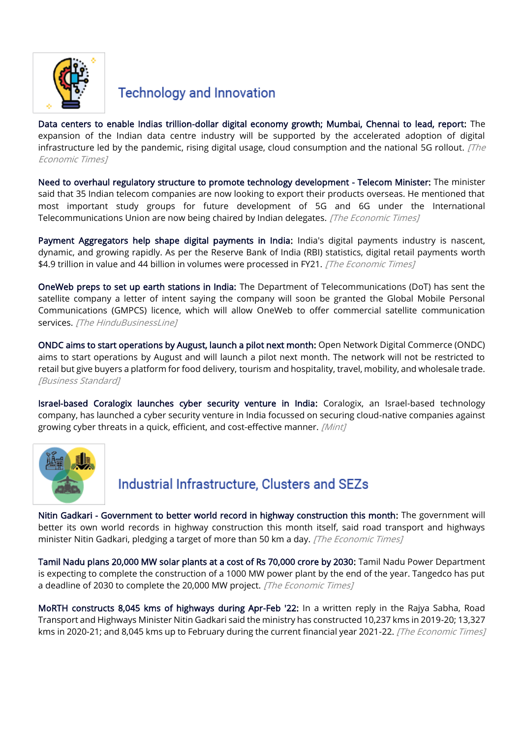## Technology and Innovation

**Data centers to enable Indias trillion-dollar digital economy growth; Mumbai, Chennai to lead, report:** The expansion of the Indian data centre industry will be supported by the accelerated adoption of digital infrastructure led by the pandemic, rising digital usage, cloud consumption and the national 5G rollout. *[The Economic Times]*

**Need to overhaul regulatory structure to promote technology development - Telecom Minister:** The minister said that 35 Indian telecom companies are now looking to export their products overseas. He mentioned that most important study groups for future development of 5G and 6G under the International Telecommunications Union are now being chaired by Indian delegates. *[The Economic Times]*

**Payment Aggregators help shape digital payments in India:** India's digital payments industry is nascent, dynamic, and growing rapidly. As per the Reserve Bank of India (RBI) statistics, digital retail payments worth $4.9 trillion in value and 44 billion in volumes were processed in FY21. *[The Economic Times]*

**OneWeb preps to set up earth stations in India:** The Department of Telecommunications (DoT) has sent the satellite company a letter of intent saying the company will soon be granted the Global Mobile Personal Communications (GMPCS) licence, which will allow OneWeb to offer commercial satellite communication services. *[The HinduBusinessLine]*

**ONDC aims to start operations by August, launch a pilot next month:** Open Network Digital Commerce (ONDC) aims to start operations by August and will launch a pilot next month. The network will not be restricted to retail but give buyers a platform for food delivery, tourism and hospitality, travel, mobility, and wholesale trade. *[Business Standard]*

**Israel-based Coralogix launches cyber security venture in India:** Coralogix, an Israel-based technology company, has launched a cyber security venture in India focussed on securing cloud-native companies against growing cyber threats in a quick, efficient, and cost-effective manner. *[Mint]*

## Industrial Infrastructure, Clusters and SEZs

**Nitin Gadkari - Government to better world record in highway construction this month:** The government will better its own world records in highway construction this month itself, said road transport and highways minister Nitin Gadkari, pledging a target of more than 50 km a day. *[The Economic Times]*

**Tamil Nadu plans 20,000 MW solar plants at a cost of Rs 70,000 crore by 2030:** Tamil Nadu Power Department is expecting to complete the construction of a 1000 MW power plant by the end of the year. Tangedco has put a deadline of 2030 to complete the 20,000 MW project. *[The Economic Times]*

**MoRTH constructs 8,045 kms of highways during Apr-Feb '22:** In a written reply in the Rajya Sabha, Road Transport and Highways Minister Nitin Gadkari said the ministry has constructed 10,237 kms in 2019-20; 13,327 kms in 2020-21; and 8,045 kms up to February during the current financial year 2021-22. *[The Economic Times]*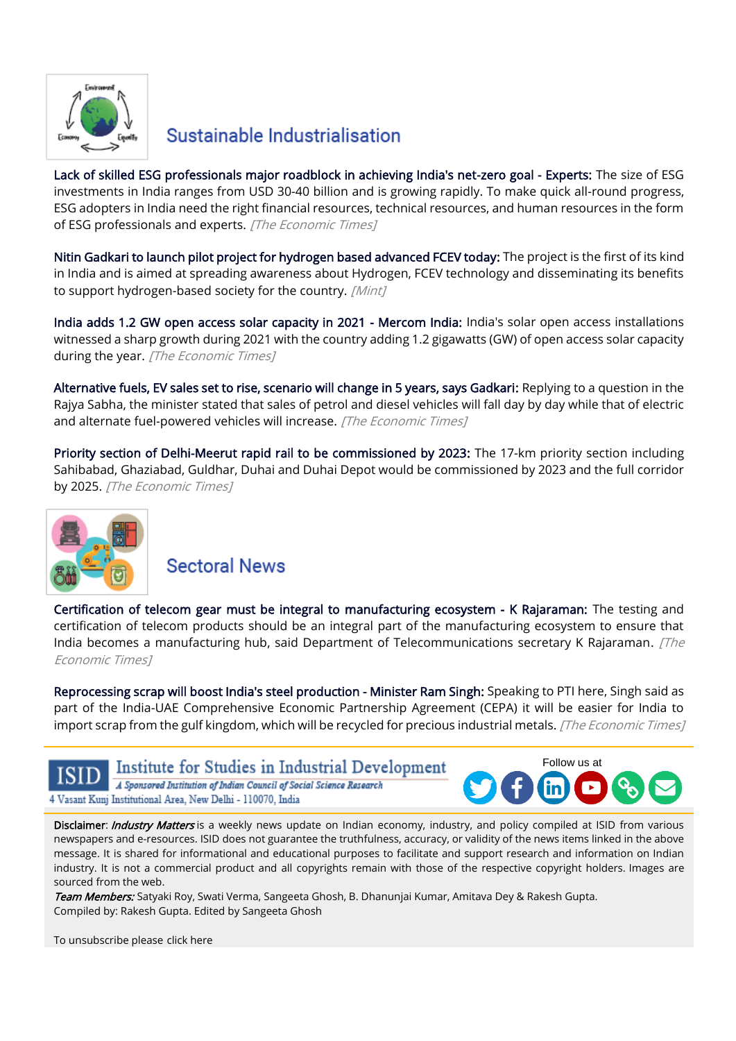## Sustainable Industrialisation

**Lack of skilled ESG professionals major roadblock in achieving India's net-zero goal - Experts:** The size of ESG investments in India ranges from USD 30-40 billion and is growing rapidly. To make quick all-round progress, ESG adopters in India need the right financial resources, technical resources, and human resources in the form of ESG professionals and experts. *[The Economic Times]*

**Nitin Gadkari to launch pilot project for hydrogen based advanced FCEV today:** The project is the first of its kind in India and is aimed at spreading awareness about Hydrogen, FCEV technology and disseminating its benefits to support hydrogen-based society for the country. *[Mint]*

**India adds 1.2 GW open access solar capacity in 2021 - Mercom India:** India's solar open access installations witnessed a sharp growth during 2021 with the country adding 1.2 gigawatts (GW) of open access solar capacity during the year. *[The Economic Times]*

**Alternative fuels, EV sales set to rise, scenario will change in 5 years, says Gadkari:** Replying to a question in the Rajya Sabha, the minister stated that sales of petrol and diesel vehicles will fall day by day while that of electric and alternate fuel-powered vehicles will increase. *[The Economic Times]*

**Priority section of Delhi-Meerut rapid rail to be commissioned by 2023:** The 17-km priority section including Sahibabad, Ghaziabad, Guldhar, Duhai and Duhai Depot would be commissioned by 2023 and the full corridor by 2025. *[The Economic Times]*

## Sectoral News

**Certification of telecom gear must be integral to manufacturing ecosystem - K Rajaraman:** The testing and certification of telecom products should be an integral part of the manufacturing ecosystem to ensure that India becomes a manufacturing hub, said Department of Telecommunications secretary K Rajaraman. *[The Economic Times]*

**Reprocessing scrap will boost India's steel production - Minister Ram Singh:** Speaking to PTI here, Singh said as part of the India-UAE Comprehensive Economic Partnership Agreement (CEPA) it will be easier for India to import scrap from the gulf kingdom, which will be recycled for precious industrial metals. *[The Economic Times]*

---

ISID Institute for Studies in Industrial Development
*A Sponsored Institution of Indian Council of Social Science Research*
4 Vasant Kunj Institutional Area, New Delhi - 110070, India

Follow us at

Disclaimer: *Industry Matters* is a weekly news update on Indian economy, industry, and policy compiled at ISID from various newspapers and e-resources. ISID does not guarantee the truthfulness, accuracy, or validity of the news items linked in the above message. It is shared for informational and educational purposes to facilitate and support research and information on Indian industry. It is not a commercial product and all copyrights remain with those of the respective copyright holders. Images are sourced from the web.

*Team Members:* Satyaki Roy, Swati Verma, Sangeeta Ghosh, B. Dhanunjai Kumar, Amitava Dey & Rakesh Gupta.
Compiled by: Rakesh Gupta. Edited by Sangeeta Ghosh

To unsubscribe please click here